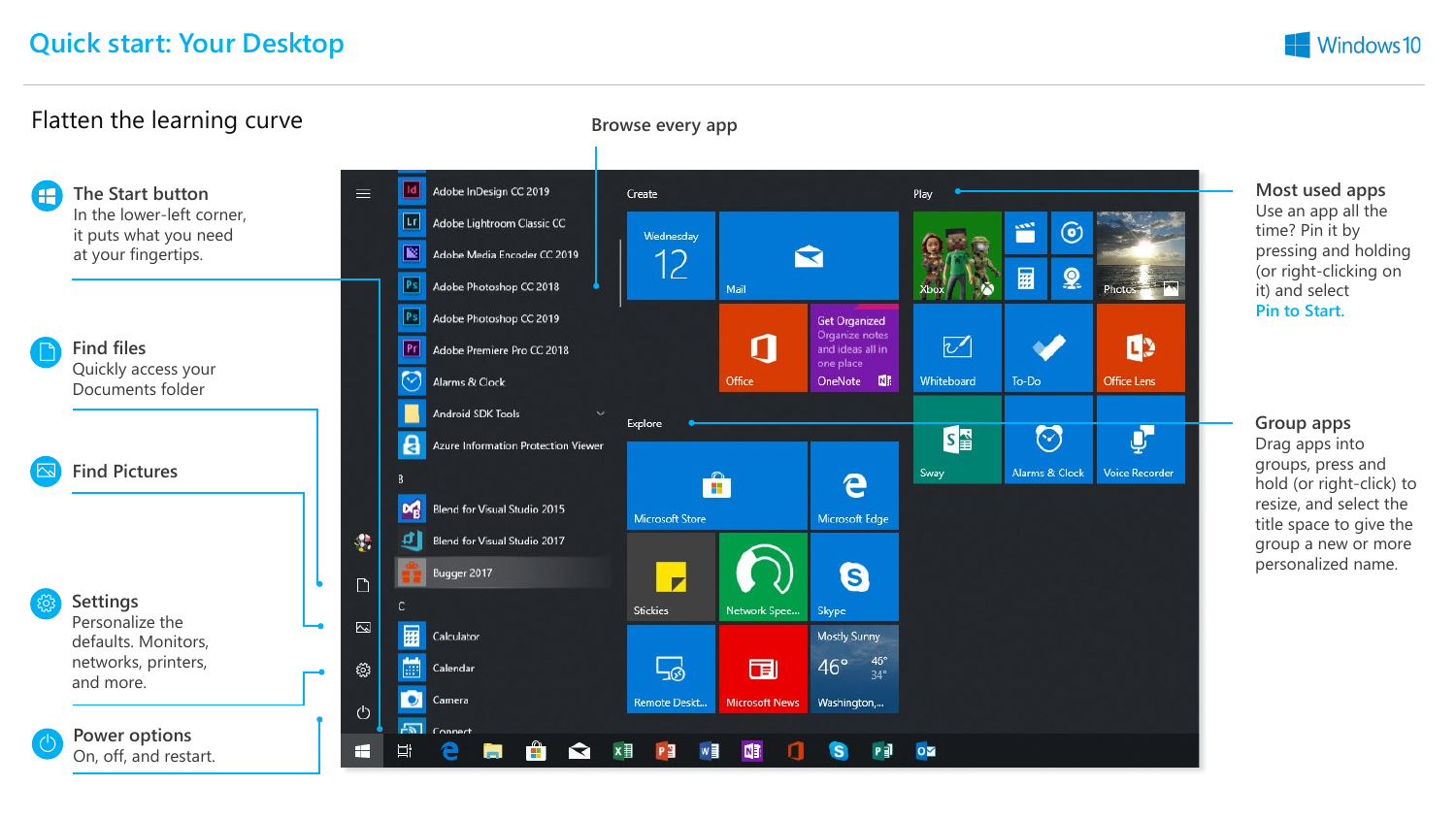# Quick start: Your Desktop

Windows 10

## Flatten the learning curve

### The Start button
In the lower-left corner, it puts what you need at your fingertips.

### Find files
Quickly access your Documents folder

### Find Pictures

### Settings
Personalize the defaults. Monitors, networks, printers, and more.

### Power options
On, off, and restart.

### Browse every app

### Most used apps
Use an app all the time? Pin it by pressing and holding (or right-clicking on it) and select **Pin to Start.**

### Group apps
Drag apps into groups, press and hold (or right-click) to resize, and select the title space to give the group a new or more personalized name.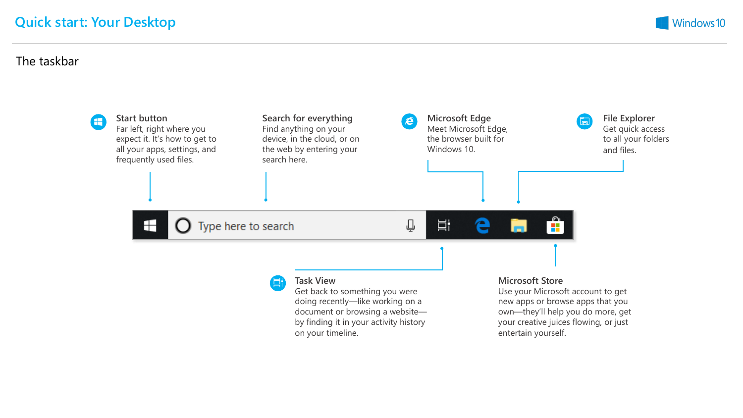# Quick start: Your Desktop

## The taskbar

**Start button**
Far left, right where you expect it. It's how to get to all your apps, settings, and frequently used files.

**Search for everything**
Find anything on your device, in the cloud, or on the web by entering your search here.

**Microsoft Edge**
Meet Microsoft Edge, the browser built for Windows 10.

**File Explorer**
Get quick access to all your folders and files.

Type here to search

**Task View**
Get back to something you were doing recently—like working on a document or browsing a website—by finding it in your activity history on your timeline.

**Microsoft Store**
Use your Microsoft account to get new apps or browse apps that you own—they'll help you do more, get your creative juices flowing, or just entertain yourself.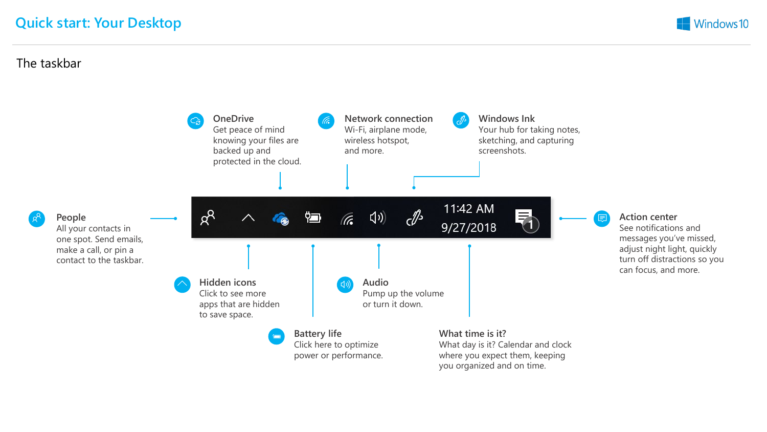# Quick start: Your Desktop

## The taskbar

**OneDrive**
Get peace of mind knowing your files are backed up and protected in the cloud.

**Network connection**
Wi-Fi, airplane mode, wireless hotspot, and more.

**Windows Ink**
Your hub for taking notes, sketching, and capturing screenshots.

**People**
All your contacts in one spot. Send emails, make a call, or pin a contact to the taskbar.

**Action center**
See notifications and messages you've missed, adjust night light, quickly turn off distractions so you can focus, and more.

**Hidden icons**
Click to see more apps that are hidden to save space.

**Audio**
Pump up the volume or turn it down.

**Battery life**
Click here to optimize power or performance.

**What time is it?**
What day is it? Calendar and clock where you expect them, keeping you organized and on time.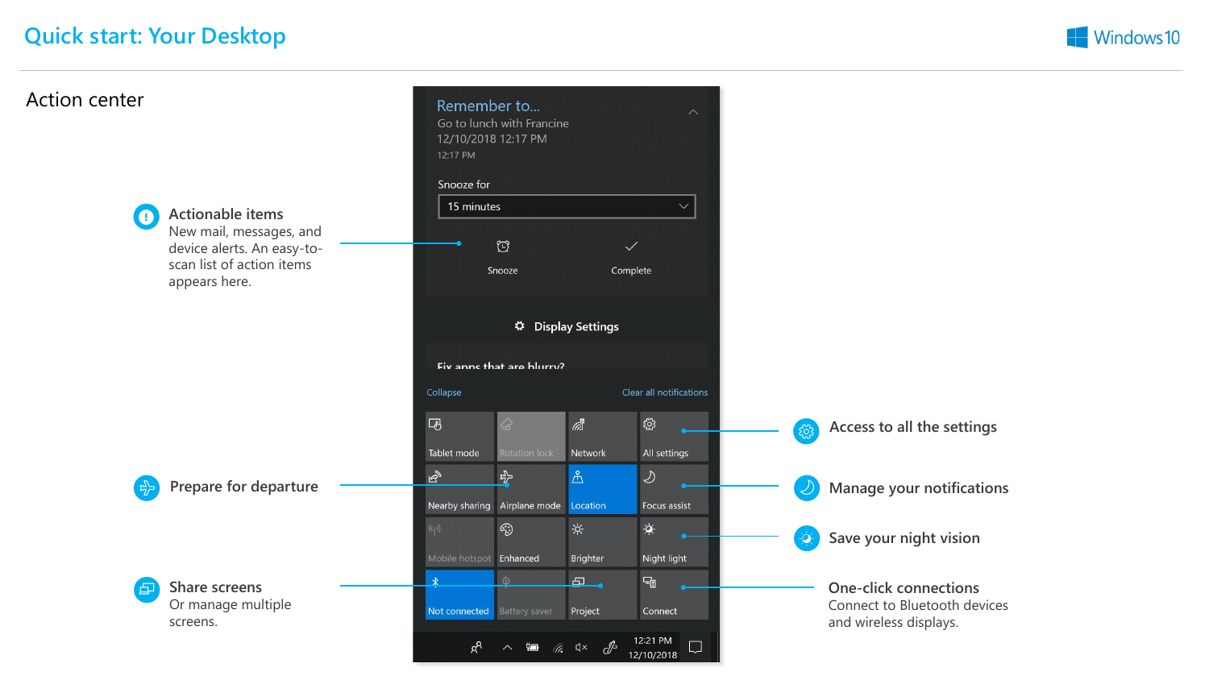# Quick start: Your Desktop

## Action center

**Actionable items**
New mail, messages, and device alerts. An easy-to-scan list of action items appears here.

**Prepare for departure**

**Share screens**
Or manage multiple screens.

**Access to all the settings**

**Manage your notifications**

**Save your night vision**

**One-click connections**
Connect to Bluetooth devices and wireless displays.

Remember to...
Go to lunch with Francine
12/10/2018 12:17 PM
12:17 PM

Snooze for
15 minutes

Snooze
Complete

Display Settings

Fix apps that are blurry?

Collapse
Clear all notifications

Tablet mode
Rotation lock
Network
All settings
Nearby sharing
Airplane mode
Location
Focus assist
Mobile hotspot
Enhanced
Brighter
Night light
Not connected
Battery saver
Project
Connect

12:21 PM
12/10/2018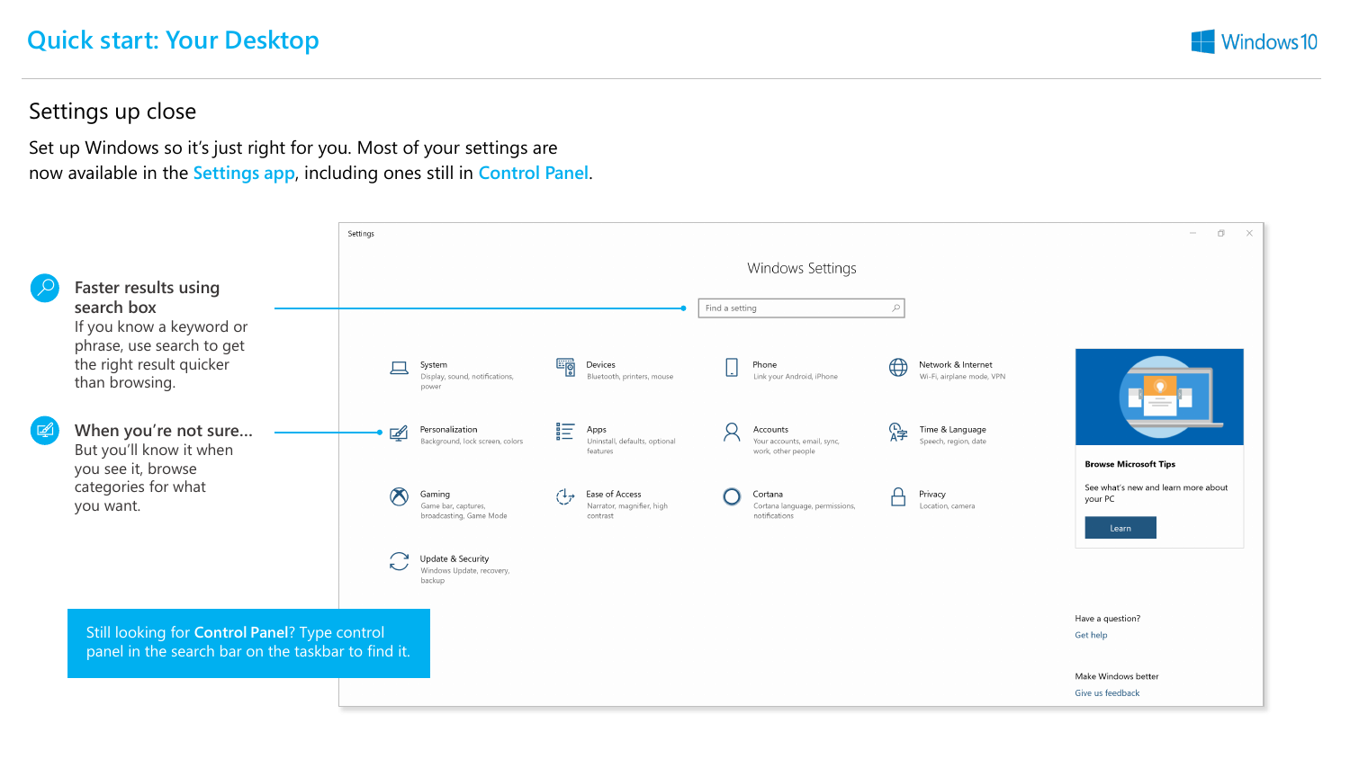# Quick start: Your Desktop

## Settings up close

Set up Windows so it's just right for you. Most of your settings are now available in the **Settings app**, including ones still in **Control Panel**.

**Faster results using search box**
If you know a keyword or phrase, use search to get the right result quicker than browsing.

**When you're not sure...**
But you'll know it when you see it, browse categories for what you want.

Still looking for **Control Panel**? Type control panel in the search bar on the taskbar to find it.

Settings

Windows Settings

Find a setting

- System – Display, sound, notifications, power
- Devices – Bluetooth, printers, mouse
- Phone – Link your Android, iPhone
- Network & Internet – Wi-Fi, airplane mode, VPN
- Personalization – Background, lock screen, colors
- Apps – Uninstall, defaults, optional features
- Accounts – Your accounts, email, sync, work, other people
- Time & Language – Speech, region, date
- Gaming – Game bar, captures, broadcasting, Game Mode
- Ease of Access – Narrator, magnifier, high contrast
- Cortana – Cortana language, permissions, notifications
- Privacy – Location, camera
- Update & Security – Windows Update, recovery, backup

**Browse Microsoft Tips**

See what's new and learn more about your PC

Learn

Have a question?
Get help

Make Windows better
Give us feedback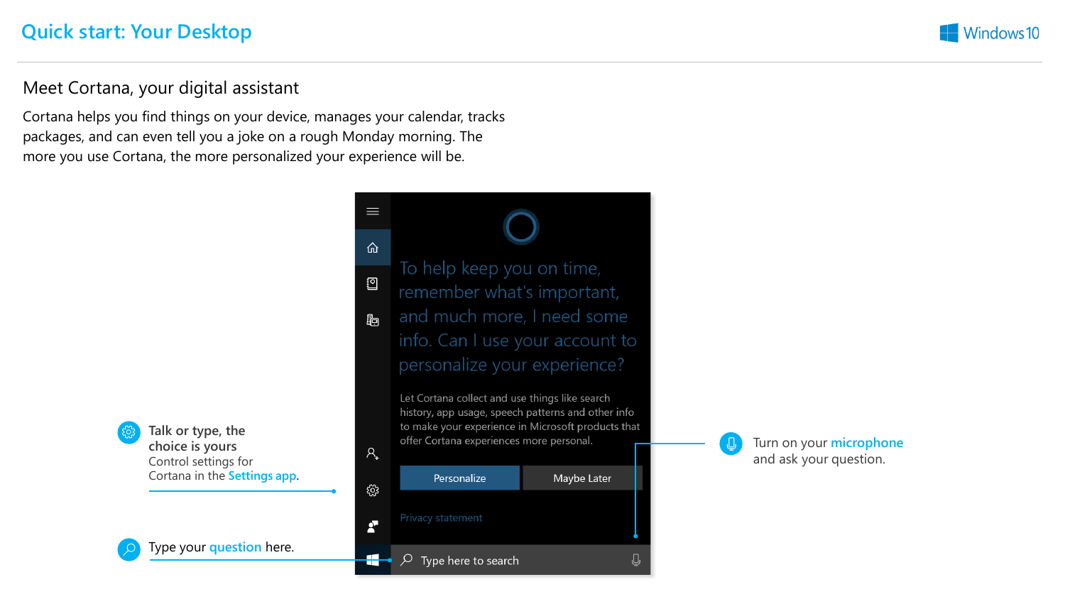# Quick start: Your Desktop

## Meet Cortana, your digital assistant

Cortana helps you find things on your device, manages your calendar, tracks packages, and can even tell you a joke on a rough Monday morning. The more you use Cortana, the more personalized your experience will be.

To help keep you on time, remember what's important, and much more, I need some info. Can I use your account to personalize your experience?

Let Cortana collect and use things like search history, app usage, speech patterns and other info to make your experience in Microsoft products that offer Cortana experiences more personal.

Personalize | Maybe Later

Privacy statement

Type here to search

**Talk or type, the choice is yours**
Control settings for Cortana in the **Settings app**.

Type your **question** here.

Turn on your **microphone** and ask your question.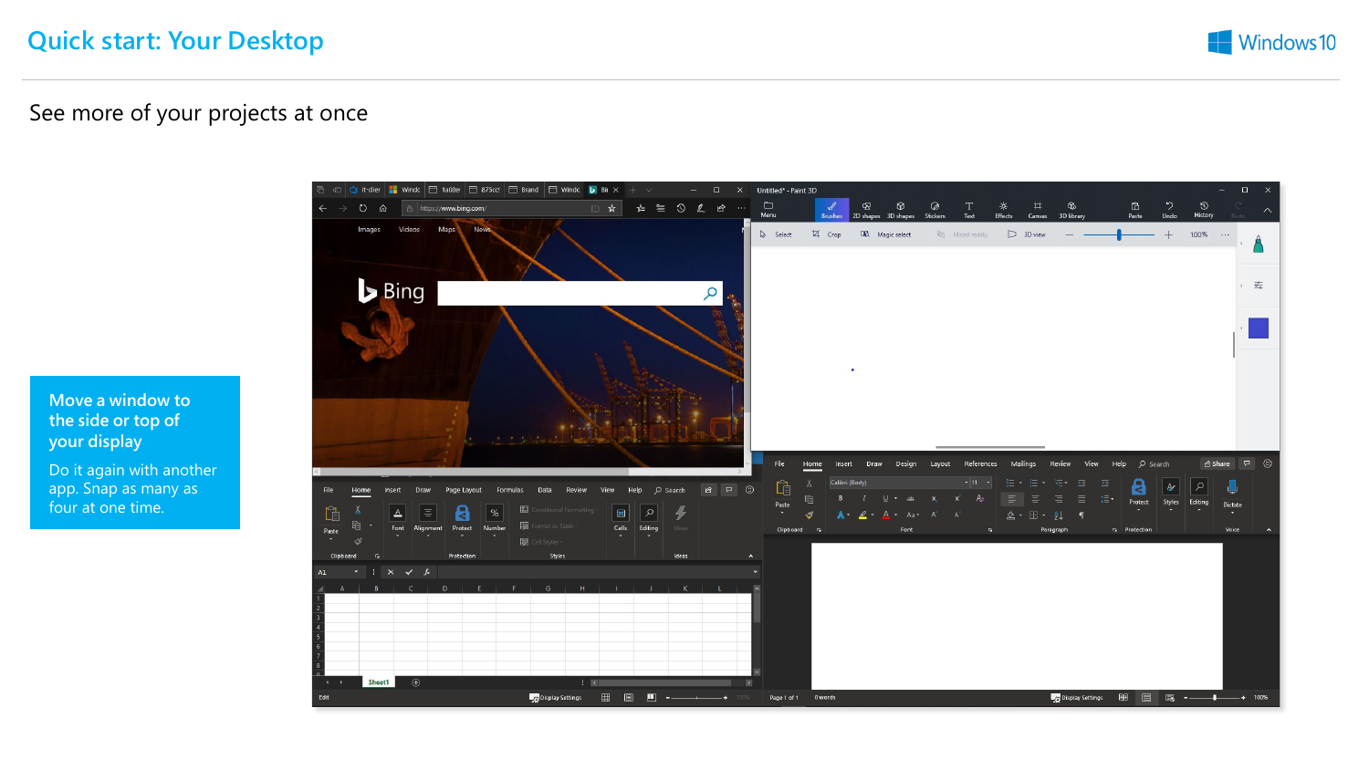# Quick start: Your Desktop

## See more of your projects at once

**Move a window to the side or top of your display**

Do it again with another app. Snap as many as four at one time.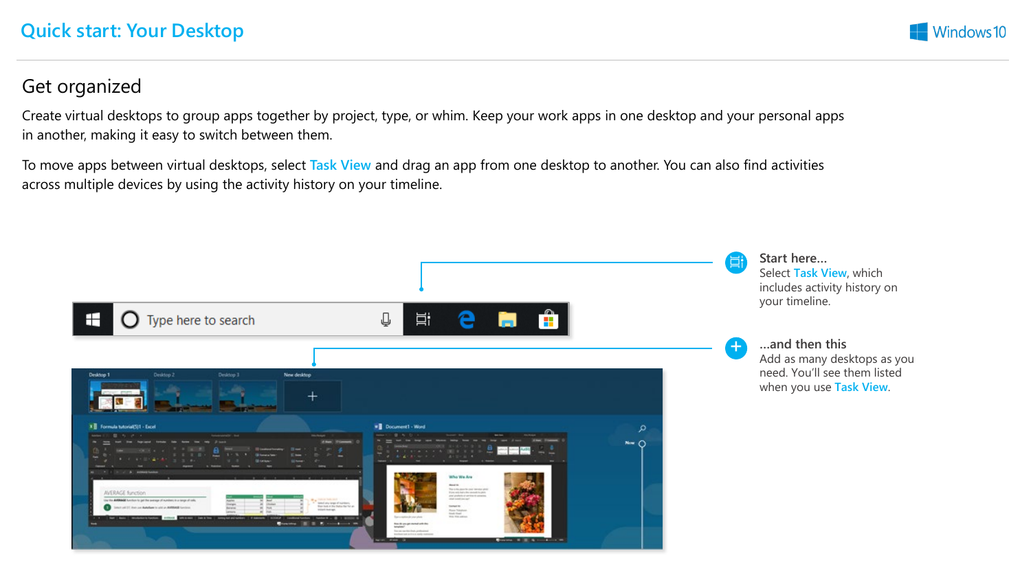# Quick start: Your Desktop

## Get organized

Create virtual desktops to group apps together by project, type, or whim. Keep your work apps in one desktop and your personal apps in another, making it easy to switch between them.

To move apps between virtual desktops, select Task View and drag an app from one desktop to another. You can also find activities across multiple devices by using the activity history on your timeline.

**Start here...**
Select Task View, which includes activity history on your timeline.

**...and then this**
Add as many desktops as you need. You'll see them listed when you use Task View.